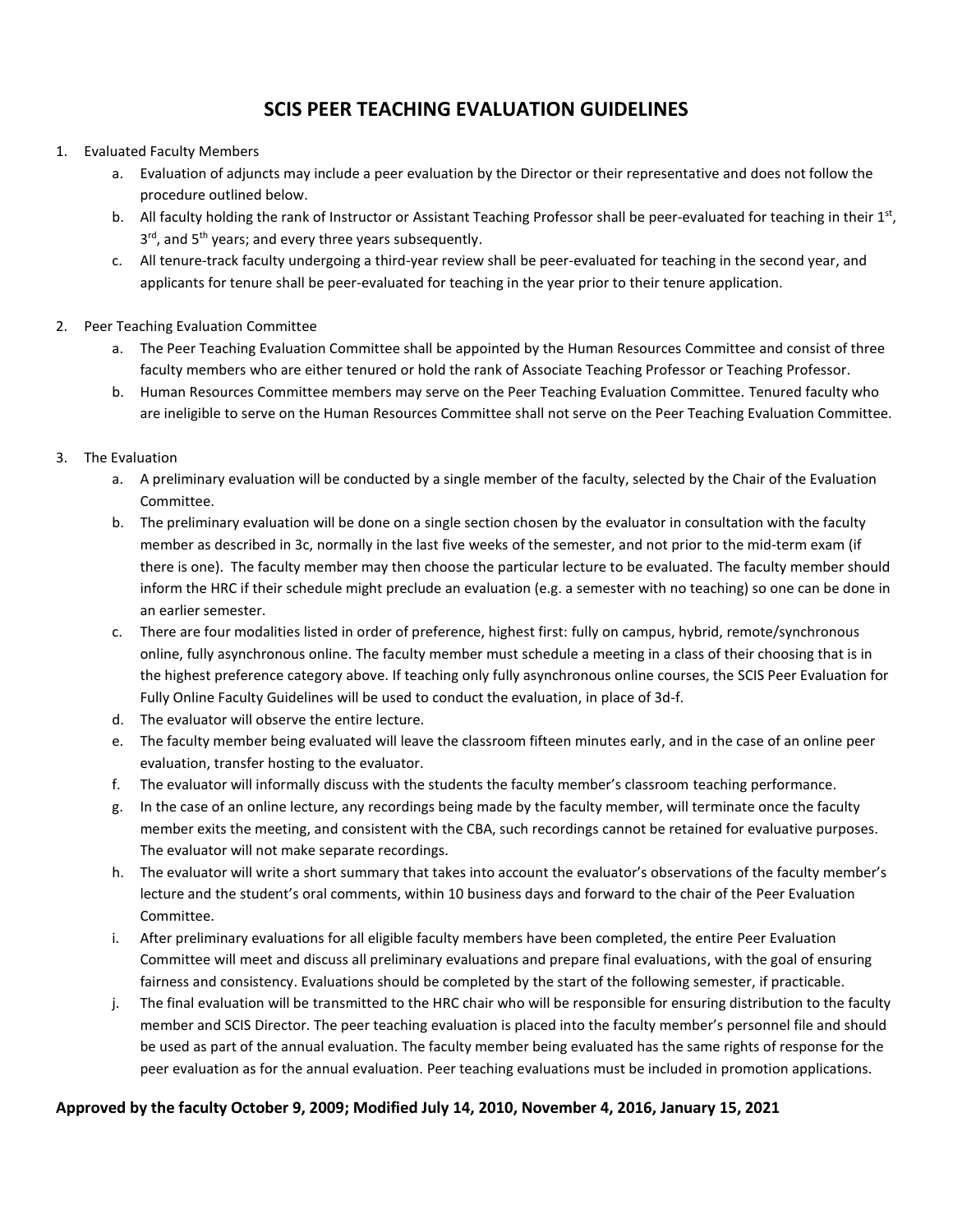# SCIS PEER TEACHING EVALUATION GUIDELINES

1. Evaluated Faculty Members
   a. Evaluation of adjuncts may include a peer evaluation by the Director or their representative and does not follow the procedure outlined below.
   b. All faculty holding the rank of Instructor or Assistant Teaching Professor shall be peer-evaluated for teaching in their 1st, 3rd, and 5th years; and every three years subsequently.
   c. All tenure-track faculty undergoing a third-year review shall be peer-evaluated for teaching in the second year, and applicants for tenure shall be peer-evaluated for teaching in the year prior to their tenure application.

2. Peer Teaching Evaluation Committee
   a. The Peer Teaching Evaluation Committee shall be appointed by the Human Resources Committee and consist of three faculty members who are either tenured or hold the rank of Associate Teaching Professor or Teaching Professor.
   b. Human Resources Committee members may serve on the Peer Teaching Evaluation Committee. Tenured faculty who are ineligible to serve on the Human Resources Committee shall not serve on the Peer Teaching Evaluation Committee.

3. The Evaluation
   a. A preliminary evaluation will be conducted by a single member of the faculty, selected by the Chair of the Evaluation Committee.
   b. The preliminary evaluation will be done on a single section chosen by the evaluator in consultation with the faculty member as described in 3c, normally in the last five weeks of the semester, and not prior to the mid-term exam (if there is one). The faculty member may then choose the particular lecture to be evaluated. The faculty member should inform the HRC if their schedule might preclude an evaluation (e.g. a semester with no teaching) so one can be done in an earlier semester.
   c. There are four modalities listed in order of preference, highest first: fully on campus, hybrid, remote/synchronous online, fully asynchronous online. The faculty member must schedule a meeting in a class of their choosing that is in the highest preference category above. If teaching only fully asynchronous online courses, the SCIS Peer Evaluation for Fully Online Faculty Guidelines will be used to conduct the evaluation, in place of 3d-f.
   d. The evaluator will observe the entire lecture.
   e. The faculty member being evaluated will leave the classroom fifteen minutes early, and in the case of an online peer evaluation, transfer hosting to the evaluator.
   f. The evaluator will informally discuss with the students the faculty member's classroom teaching performance.
   g. In the case of an online lecture, any recordings being made by the faculty member, will terminate once the faculty member exits the meeting, and consistent with the CBA, such recordings cannot be retained for evaluative purposes. The evaluator will not make separate recordings.
   h. The evaluator will write a short summary that takes into account the evaluator's observations of the faculty member's lecture and the student's oral comments, within 10 business days and forward to the chair of the Peer Evaluation Committee.
   i. After preliminary evaluations for all eligible faculty members have been completed, the entire Peer Evaluation Committee will meet and discuss all preliminary evaluations and prepare final evaluations, with the goal of ensuring fairness and consistency. Evaluations should be completed by the start of the following semester, if practicable.
   j. The final evaluation will be transmitted to the HRC chair who will be responsible for ensuring distribution to the faculty member and SCIS Director. The peer teaching evaluation is placed into the faculty member's personnel file and should be used as part of the annual evaluation. The faculty member being evaluated has the same rights of response for the peer evaluation as for the annual evaluation. Peer teaching evaluations must be included in promotion applications.

**Approved by the faculty October 9, 2009; Modified July 14, 2010, November 4, 2016, January 15, 2021**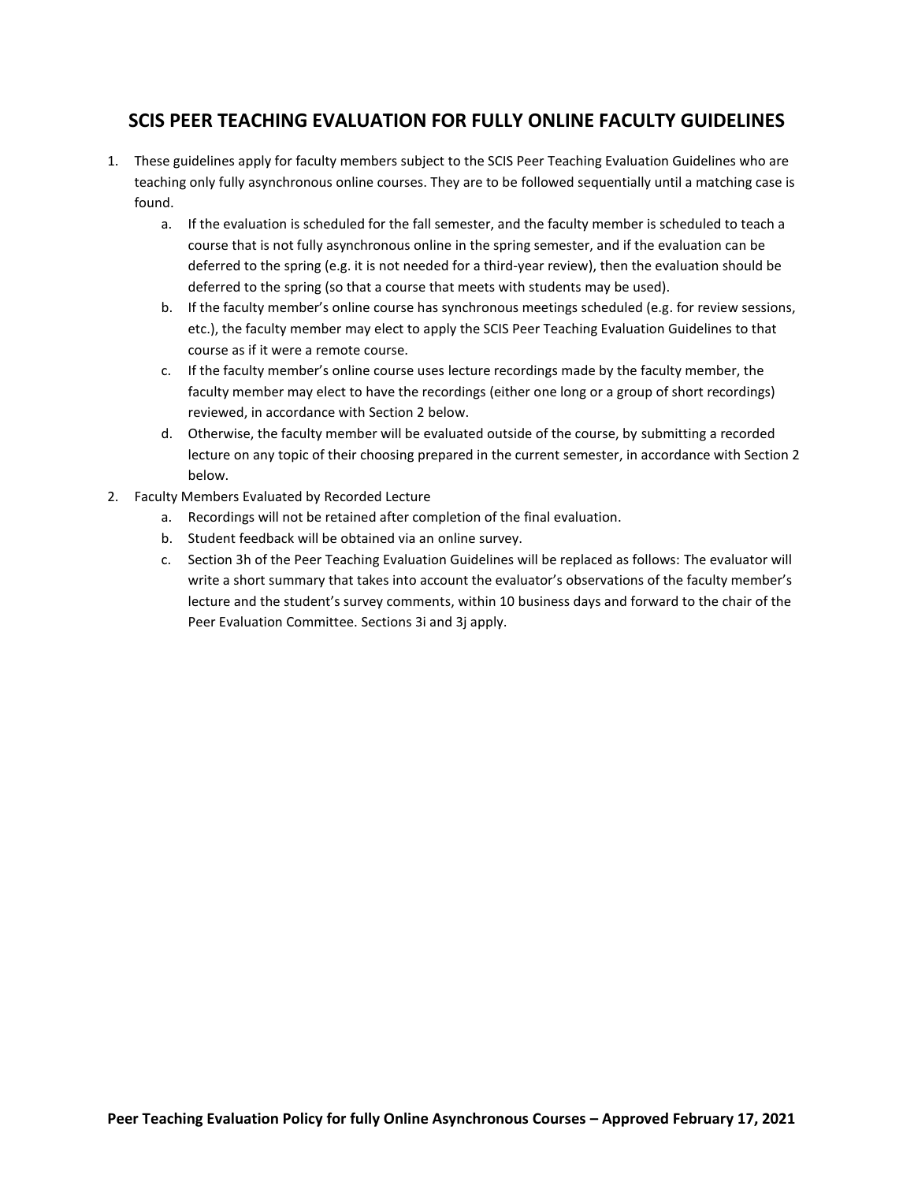# SCIS PEER TEACHING EVALUATION FOR FULLY ONLINE FACULTY GUIDELINES

1. These guidelines apply for faculty members subject to the SCIS Peer Teaching Evaluation Guidelines who are teaching only fully asynchronous online courses. They are to be followed sequentially until a matching case is found.
   a. If the evaluation is scheduled for the fall semester, and the faculty member is scheduled to teach a course that is not fully asynchronous online in the spring semester, and if the evaluation can be deferred to the spring (e.g. it is not needed for a third-year review), then the evaluation should be deferred to the spring (so that a course that meets with students may be used).
   b. If the faculty member's online course has synchronous meetings scheduled (e.g. for review sessions, etc.), the faculty member may elect to apply the SCIS Peer Teaching Evaluation Guidelines to that course as if it were a remote course.
   c. If the faculty member's online course uses lecture recordings made by the faculty member, the faculty member may elect to have the recordings (either one long or a group of short recordings) reviewed, in accordance with Section 2 below.
   d. Otherwise, the faculty member will be evaluated outside of the course, by submitting a recorded lecture on any topic of their choosing prepared in the current semester, in accordance with Section 2 below.
2. Faculty Members Evaluated by Recorded Lecture
   a. Recordings will not be retained after completion of the final evaluation.
   b. Student feedback will be obtained via an online survey.
   c. Section 3h of the Peer Teaching Evaluation Guidelines will be replaced as follows: The evaluator will write a short summary that takes into account the evaluator's observations of the faculty member's lecture and the student's survey comments, within 10 business days and forward to the chair of the Peer Evaluation Committee. Sections 3i and 3j apply.

**Peer Teaching Evaluation Policy for fully Online Asynchronous Courses – Approved February 17, 2021**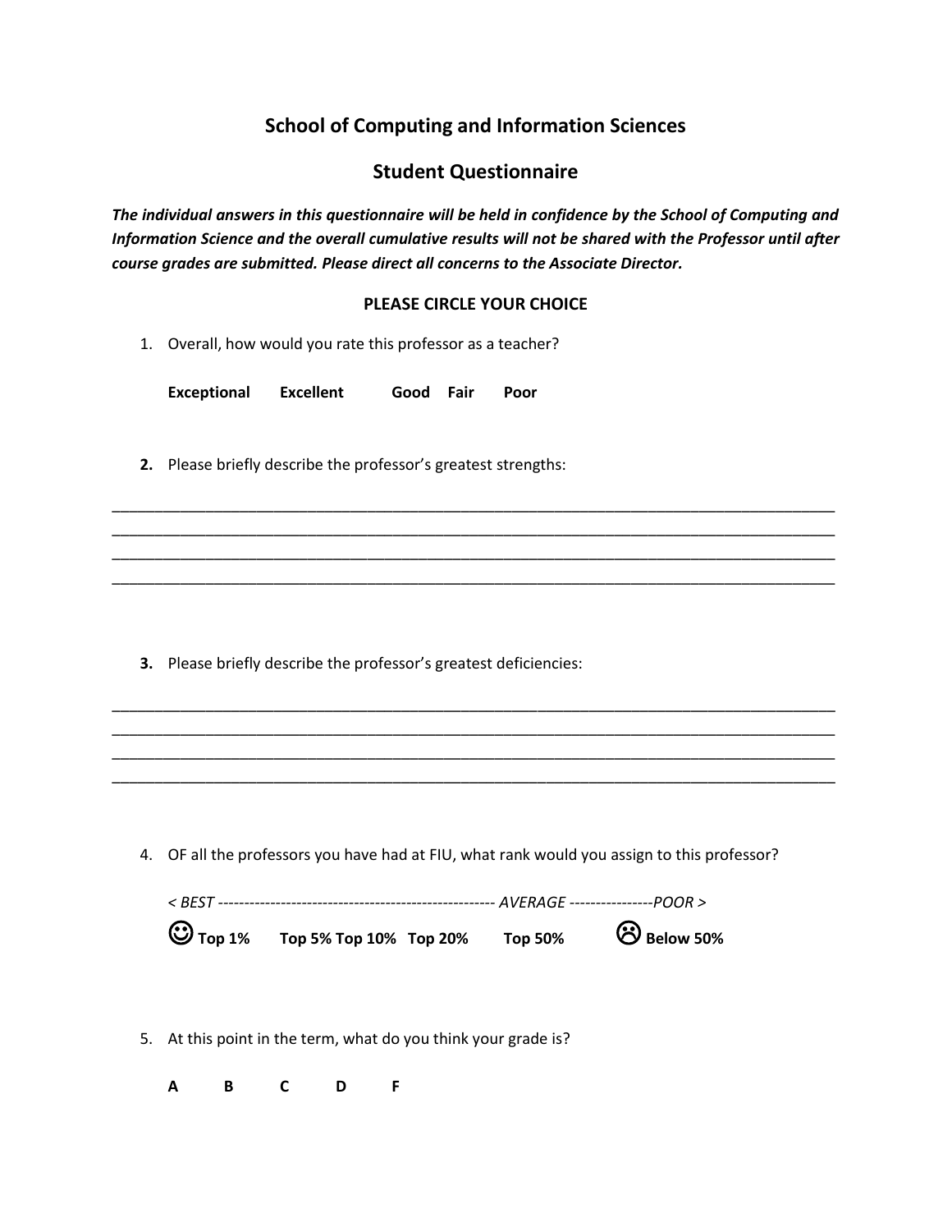## School of Computing and Information Sciences

## Student Questionnaire

***The individual answers in this questionnaire will be held in confidence by the School of Computing and Information Science and the overall cumulative results will not be shared with the Professor until after course grades are submitted. Please direct all concerns to the Associate Director.***

**PLEASE CIRCLE YOUR CHOICE**

1. Overall, how would you rate this professor as a teacher?

   **Exceptional  Excellent  Good  Fair  Poor**

2. Please briefly describe the professor's greatest strengths:

______________________________________________________________________________________
______________________________________________________________________________________
______________________________________________________________________________________
______________________________________________________________________________________

3. Please briefly describe the professor's greatest deficiencies:

______________________________________________________________________________________
______________________________________________________________________________________
______________________________________________________________________________________
______________________________________________________________________________________

4. OF all the professors you have had at FIU, what rank would you assign to this professor?

   *< BEST ----------------------------------------------------- AVERAGE ----------------POOR >*

   ☺ **Top 1%  Top 5% Top 10%  Top 20%  Top 50%** ☹ **Below 50%**

5. At this point in the term, what do you think your grade is?

   **A  B  C  D  F**